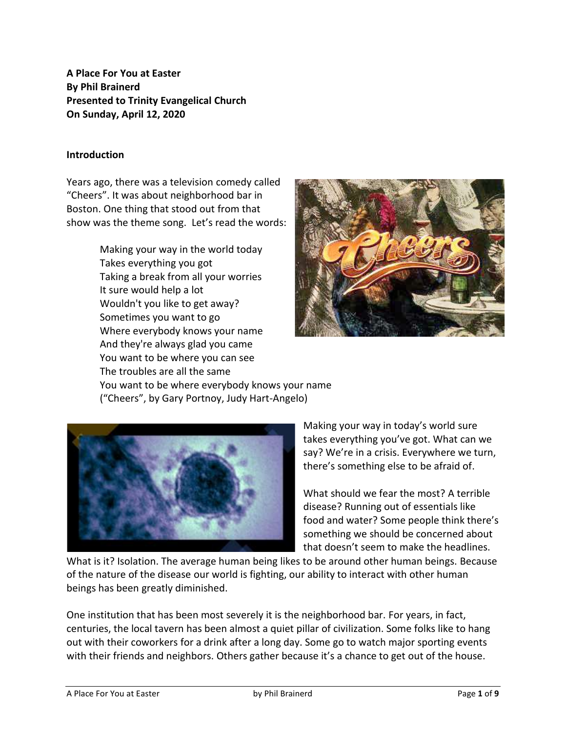**A Place For You at Easter**
**By Phil Brainerd**
**Presented to Trinity Evangelical Church**
**On Sunday, April 12, 2020**

**Introduction**

Years ago, there was a television comedy called "Cheers". It was about neighborhood bar in Boston. One thing that stood out from that show was the theme song. Let's read the words:

> Making your way in the world today
> Takes everything you got
> Taking a break from all your worries
> It sure would help a lot
> Wouldn't you like to get away?
> Sometimes you want to go
> Where everybody knows your name
> And they're always glad you came
> You want to be where you can see
> The troubles are all the same
> You want to be where everybody knows your name
> ("Cheers", by Gary Portnoy, Judy Hart-Angelo)

Making your way in today's world sure takes everything you've got. What can we say? We're in a crisis. Everywhere we turn, there's something else to be afraid of.

What should we fear the most? A terrible disease? Running out of essentials like food and water? Some people think there's something we should be concerned about that doesn't seem to make the headlines. What is it? Isolation. The average human being likes to be around other human beings. Because of the nature of the disease our world is fighting, our ability to interact with other human beings has been greatly diminished.

One institution that has been most severely it is the neighborhood bar. For years, in fact, centuries, the local tavern has been almost a quiet pillar of civilization. Some folks like to hang out with their coworkers for a drink after a long day. Some go to watch major sporting events with their friends and neighbors. Others gather because it's a chance to get out of the house.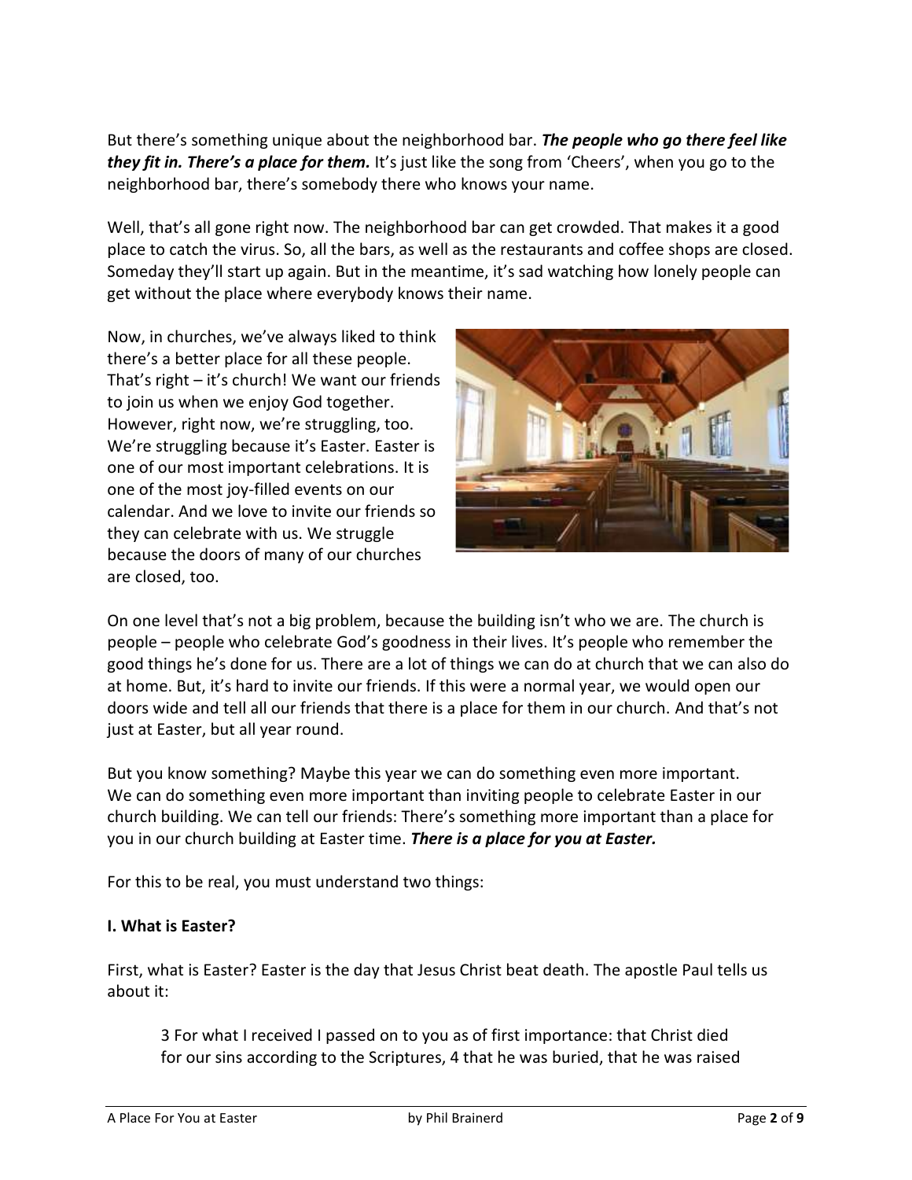But there's something unique about the neighborhood bar. ***The people who go there feel like they fit in. There's a place for them.*** It's just like the song from 'Cheers', when you go to the neighborhood bar, there's somebody there who knows your name.

Well, that's all gone right now. The neighborhood bar can get crowded. That makes it a good place to catch the virus. So, all the bars, as well as the restaurants and coffee shops are closed. Someday they'll start up again. But in the meantime, it's sad watching how lonely people can get without the place where everybody knows their name.

Now, in churches, we've always liked to think there's a better place for all these people. That's right – it's church! We want our friends to join us when we enjoy God together. However, right now, we're struggling, too. We're struggling because it's Easter. Easter is one of our most important celebrations. It is one of the most joy-filled events on our calendar. And we love to invite our friends so they can celebrate with us. We struggle because the doors of many of our churches are closed, too.

On one level that's not a big problem, because the building isn't who we are. The church is people – people who celebrate God's goodness in their lives. It's people who remember the good things he's done for us. There are a lot of things we can do at church that we can also do at home. But, it's hard to invite our friends. If this were a normal year, we would open our doors wide and tell all our friends that there is a place for them in our church. And that's not just at Easter, but all year round.

But you know something? Maybe this year we can do something even more important. We can do something even more important than inviting people to celebrate Easter in our church building. We can tell our friends: There's something more important than a place for you in our church building at Easter time. ***There is a place for you at Easter.***

For this to be real, you must understand two things:

**I. What is Easter?**

First, what is Easter? Easter is the day that Jesus Christ beat death. The apostle Paul tells us about it:

> 3 For what I received I passed on to you as of first importance: that Christ died for our sins according to the Scriptures, 4 that he was buried, that he was raised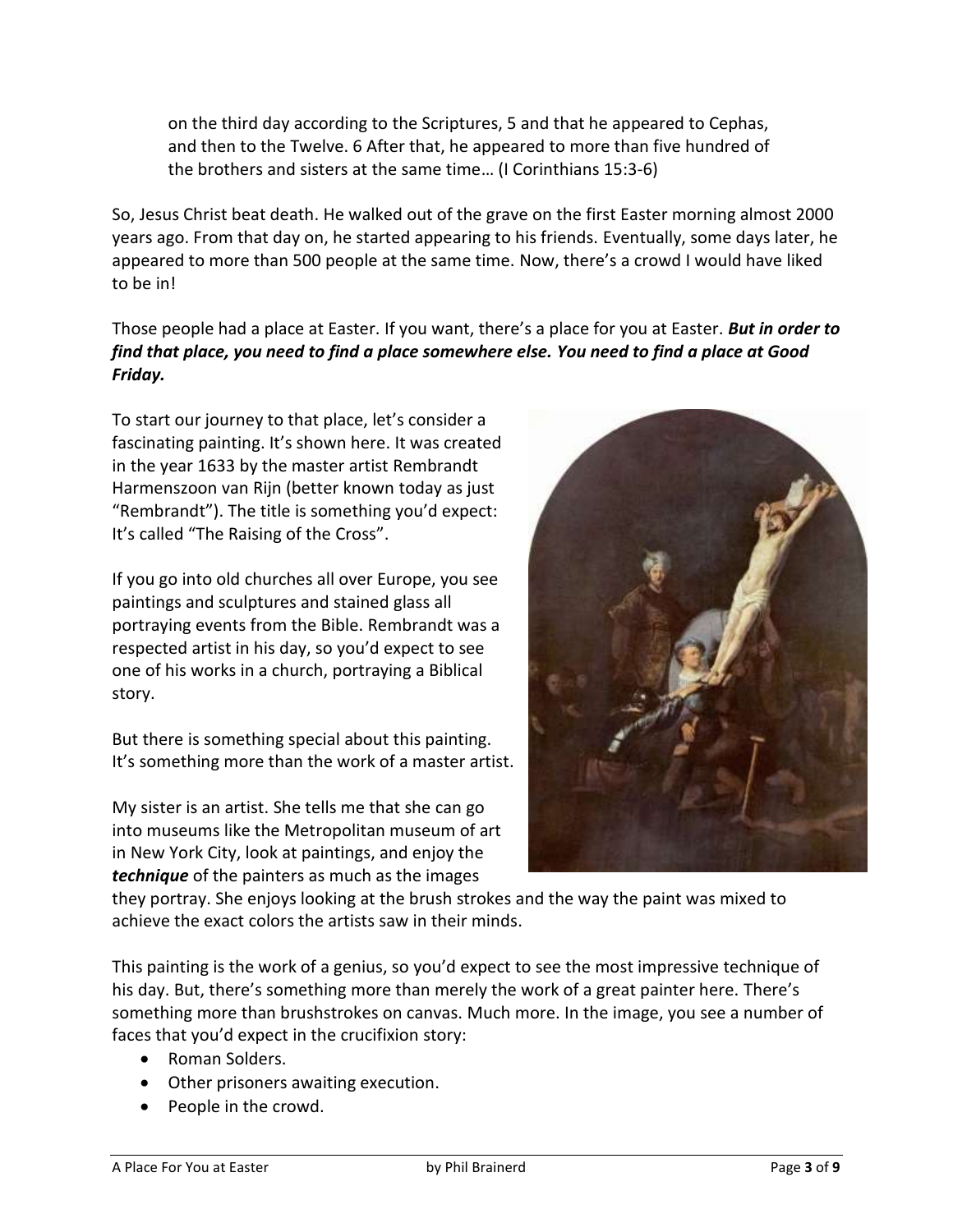> on the third day according to the Scriptures, 5 and that he appeared to Cephas, and then to the Twelve. 6 After that, he appeared to more than five hundred of the brothers and sisters at the same time… (I Corinthians 15:3-6)

So, Jesus Christ beat death. He walked out of the grave on the first Easter morning almost 2000 years ago. From that day on, he started appearing to his friends. Eventually, some days later, he appeared to more than 500 people at the same time. Now, there's a crowd I would have liked to be in!

Those people had a place at Easter. If you want, there's a place for you at Easter. ***But in order to find that place, you need to find a place somewhere else. You need to find a place at Good Friday.***

To start our journey to that place, let's consider a fascinating painting. It's shown here. It was created in the year 1633 by the master artist Rembrandt Harmenszoon van Rijn (better known today as just "Rembrandt"). The title is something you'd expect: It's called "The Raising of the Cross".

If you go into old churches all over Europe, you see paintings and sculptures and stained glass all portraying events from the Bible. Rembrandt was a respected artist in his day, so you'd expect to see one of his works in a church, portraying a Biblical story.

But there is something special about this painting. It's something more than the work of a master artist.

My sister is an artist. She tells me that she can go into museums like the Metropolitan museum of art in New York City, look at paintings, and enjoy the ***technique*** of the painters as much as the images they portray. She enjoys looking at the brush strokes and the way the paint was mixed to achieve the exact colors the artists saw in their minds.

This painting is the work of a genius, so you'd expect to see the most impressive technique of his day. But, there's something more than merely the work of a great painter here. There's something more than brushstrokes on canvas. Much more. In the image, you see a number of faces that you'd expect in the crucifixion story:

- Roman Solders.
- Other prisoners awaiting execution.
- People in the crowd.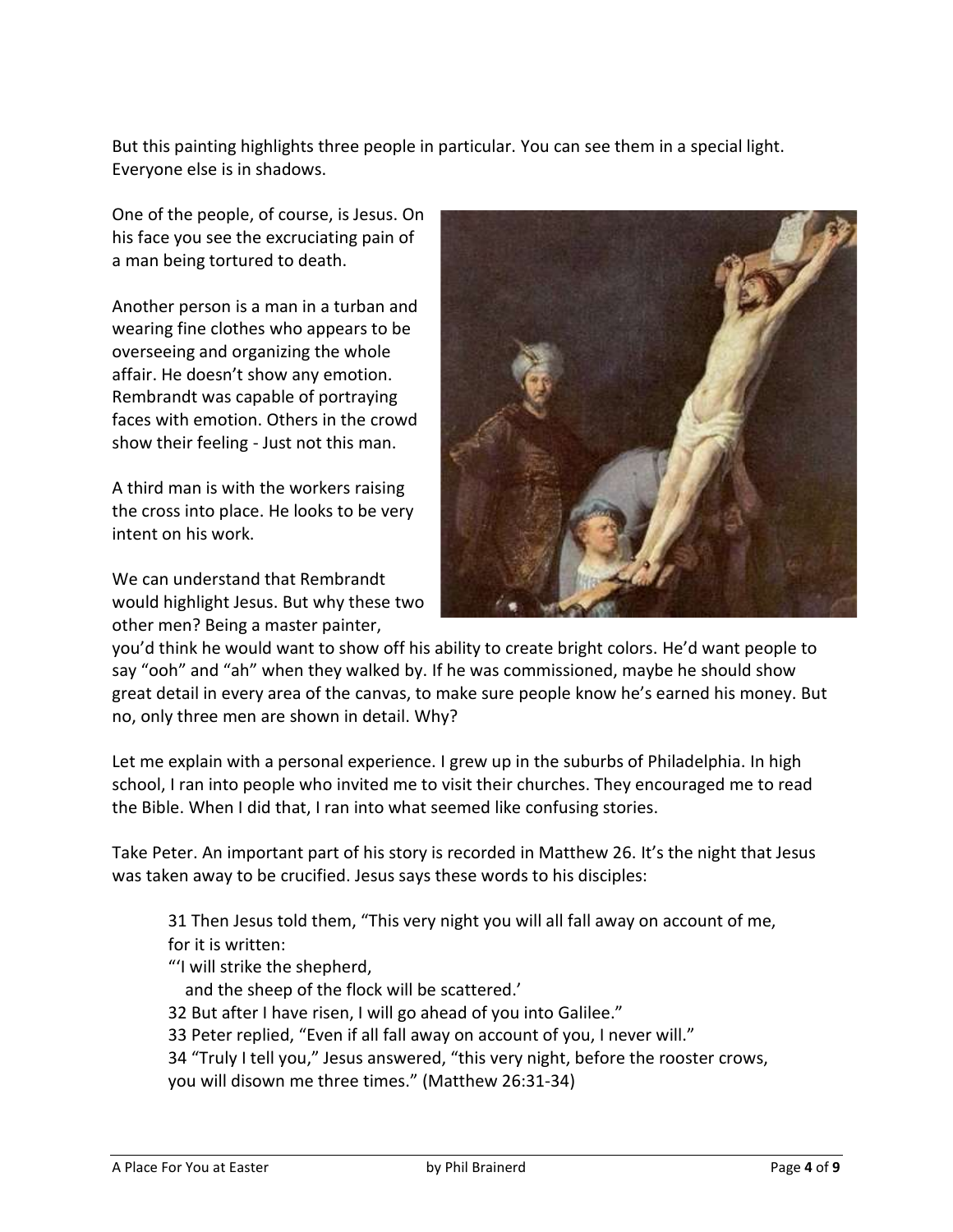But this painting highlights three people in particular. You can see them in a special light. Everyone else is in shadows.

One of the people, of course, is Jesus. On his face you see the excruciating pain of a man being tortured to death.

Another person is a man in a turban and wearing fine clothes who appears to be overseeing and organizing the whole affair. He doesn't show any emotion. Rembrandt was capable of portraying faces with emotion. Others in the crowd show their feeling - Just not this man.

A third man is with the workers raising the cross into place. He looks to be very intent on his work.

We can understand that Rembrandt would highlight Jesus. But why these two other men? Being a master painter, you'd think he would want to show off his ability to create bright colors. He'd want people to say "ooh" and "ah" when they walked by. If he was commissioned, maybe he should show great detail in every area of the canvas, to make sure people know he's earned his money. But no, only three men are shown in detail. Why?

Let me explain with a personal experience. I grew up in the suburbs of Philadelphia. In high school, I ran into people who invited me to visit their churches. They encouraged me to read the Bible. When I did that, I ran into what seemed like confusing stories.

Take Peter. An important part of his story is recorded in Matthew 26. It's the night that Jesus was taken away to be crucified. Jesus says these words to his disciples:

> 31 Then Jesus told them, "This very night you will all fall away on account of me, for it is written:
> "'I will strike the shepherd,
> and the sheep of the flock will be scattered.'
> 32 But after I have risen, I will go ahead of you into Galilee."
> 33 Peter replied, "Even if all fall away on account of you, I never will."
> 34 "Truly I tell you," Jesus answered, "this very night, before the rooster crows, you will disown me three times." (Matthew 26:31-34)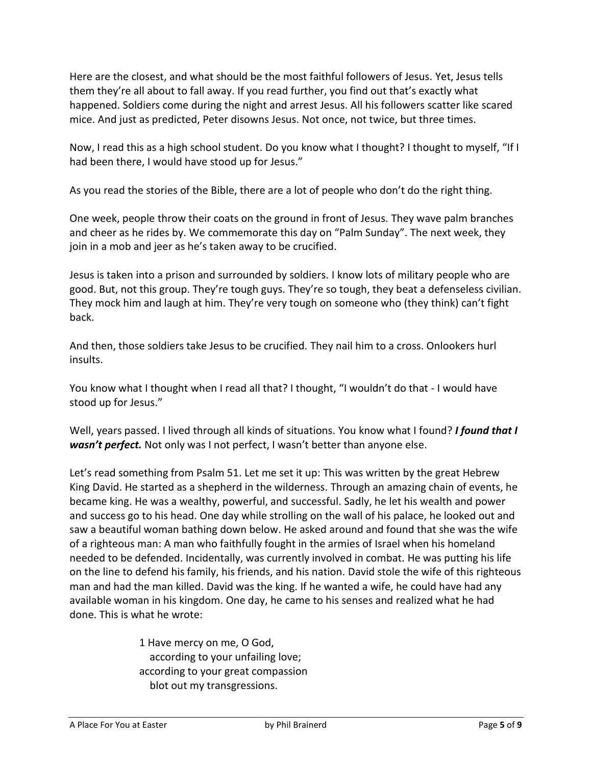Here are the closest, and what should be the most faithful followers of Jesus. Yet, Jesus tells them they're all about to fall away. If you read further, you find out that's exactly what happened. Soldiers come during the night and arrest Jesus. All his followers scatter like scared mice. And just as predicted, Peter disowns Jesus. Not once, not twice, but three times.

Now, I read this as a high school student. Do you know what I thought? I thought to myself, "If I had been there, I would have stood up for Jesus."

As you read the stories of the Bible, there are a lot of people who don't do the right thing.

One week, people throw their coats on the ground in front of Jesus. They wave palm branches and cheer as he rides by. We commemorate this day on "Palm Sunday". The next week, they join in a mob and jeer as he's taken away to be crucified.

Jesus is taken into a prison and surrounded by soldiers. I know lots of military people who are good. But, not this group. They're tough guys. They're so tough, they beat a defenseless civilian. They mock him and laugh at him. They're very tough on someone who (they think) can't fight back.

And then, those soldiers take Jesus to be crucified. They nail him to a cross. Onlookers hurl insults.

You know what I thought when I read all that? I thought, "I wouldn't do that - I would have stood up for Jesus."

Well, years passed. I lived through all kinds of situations. You know what I found? ***I found that I wasn't perfect.*** Not only was I not perfect, I wasn't better than anyone else.

Let's read something from Psalm 51. Let me set it up: This was written by the great Hebrew King David. He started as a shepherd in the wilderness. Through an amazing chain of events, he became king. He was a wealthy, powerful, and successful. Sadly, he let his wealth and power and success go to his head. One day while strolling on the wall of his palace, he looked out and saw a beautiful woman bathing down below. He asked around and found that she was the wife of a righteous man: A man who faithfully fought in the armies of Israel when his homeland needed to be defended. Incidentally, was currently involved in combat. He was putting his life on the line to defend his family, his friends, and his nation. David stole the wife of this righteous man and had the man killed. David was the king. If he wanted a wife, he could have had any available woman in his kingdom. One day, he came to his senses and realized what he had done. This is what he wrote:

> 1 Have mercy on me, O God,
> according to your unfailing love;
> according to your great compassion
> blot out my transgressions.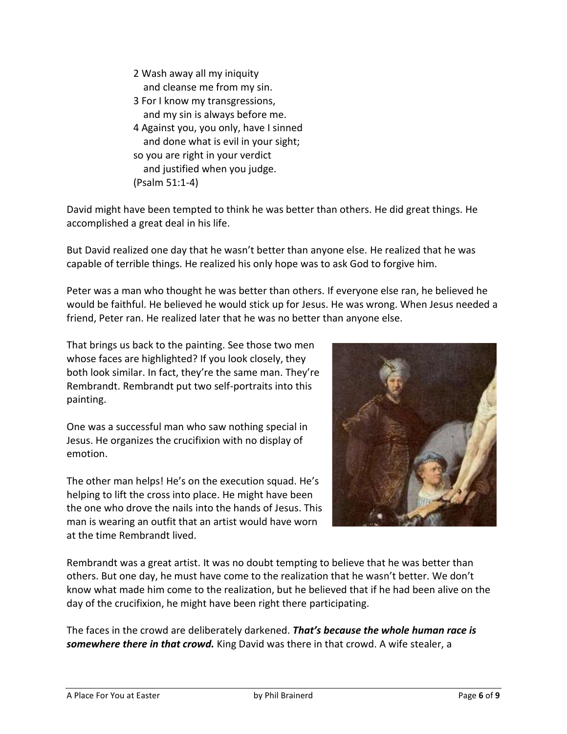2 Wash away all my iniquity  
   and cleanse me from my sin.  
3 For I know my transgressions,  
   and my sin is always before me.  
4 Against you, you only, have I sinned  
   and done what is evil in your sight;  
so you are right in your verdict  
   and justified when you judge.  
(Psalm 51:1-4)

David might have been tempted to think he was better than others. He did great things. He accomplished a great deal in his life.

But David realized one day that he wasn't better than anyone else. He realized that he was capable of terrible things. He realized his only hope was to ask God to forgive him.

Peter was a man who thought he was better than others. If everyone else ran, he believed he would be faithful. He believed he would stick up for Jesus. He was wrong. When Jesus needed a friend, Peter ran. He realized later that he was no better than anyone else.

That brings us back to the painting. See those two men whose faces are highlighted? If you look closely, they both look similar. In fact, they're the same man. They're Rembrandt. Rembrandt put two self-portraits into this painting.

One was a successful man who saw nothing special in Jesus. He organizes the crucifixion with no display of emotion.

The other man helps! He's on the execution squad. He's helping to lift the cross into place. He might have been the one who drove the nails into the hands of Jesus. This man is wearing an outfit that an artist would have worn at the time Rembrandt lived.

Rembrandt was a great artist. It was no doubt tempting to believe that he was better than others. But one day, he must have come to the realization that he wasn't better. We don't know what made him come to the realization, but he believed that if he had been alive on the day of the crucifixion, he might have been right there participating.

The faces in the crowd are deliberately darkened. ***That's because the whole human race is somewhere there in that crowd.*** King David was there in that crowd. A wife stealer, a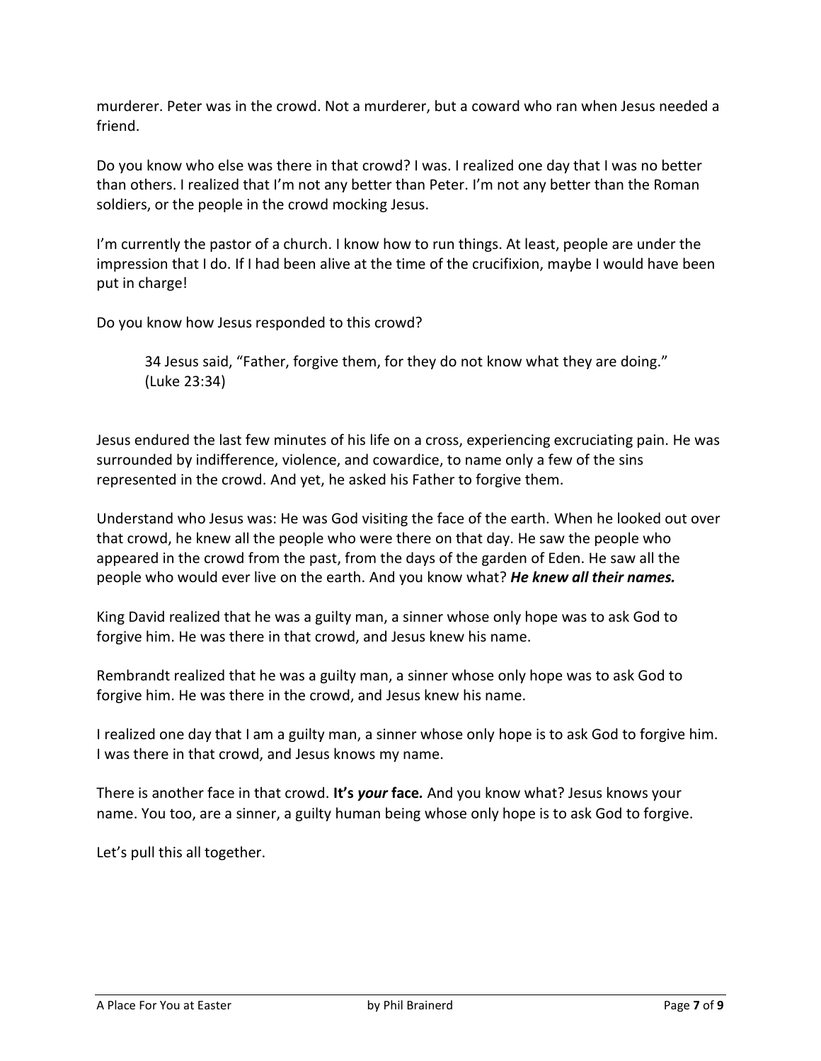murderer. Peter was in the crowd. Not a murderer, but a coward who ran when Jesus needed a friend.

Do you know who else was there in that crowd? I was. I realized one day that I was no better than others. I realized that I'm not any better than Peter. I'm not any better than the Roman soldiers, or the people in the crowd mocking Jesus.

I'm currently the pastor of a church. I know how to run things. At least, people are under the impression that I do. If I had been alive at the time of the crucifixion, maybe I would have been put in charge!

Do you know how Jesus responded to this crowd?

> 34 Jesus said, "Father, forgive them, for they do not know what they are doing." (Luke 23:34)

Jesus endured the last few minutes of his life on a cross, experiencing excruciating pain. He was surrounded by indifference, violence, and cowardice, to name only a few of the sins represented in the crowd. And yet, he asked his Father to forgive them.

Understand who Jesus was: He was God visiting the face of the earth. When he looked out over that crowd, he knew all the people who were there on that day. He saw the people who appeared in the crowd from the past, from the days of the garden of Eden. He saw all the people who would ever live on the earth. And you know what? ***He knew all their names.***

King David realized that he was a guilty man, a sinner whose only hope was to ask God to forgive him. He was there in that crowd, and Jesus knew his name.

Rembrandt realized that he was a guilty man, a sinner whose only hope was to ask God to forgive him. He was there in the crowd, and Jesus knew his name.

I realized one day that I am a guilty man, a sinner whose only hope is to ask God to forgive him. I was there in that crowd, and Jesus knows my name.

There is another face in that crowd. **It's *your* face.** And you know what? Jesus knows your name. You too, are a sinner, a guilty human being whose only hope is to ask God to forgive.

Let's pull this all together.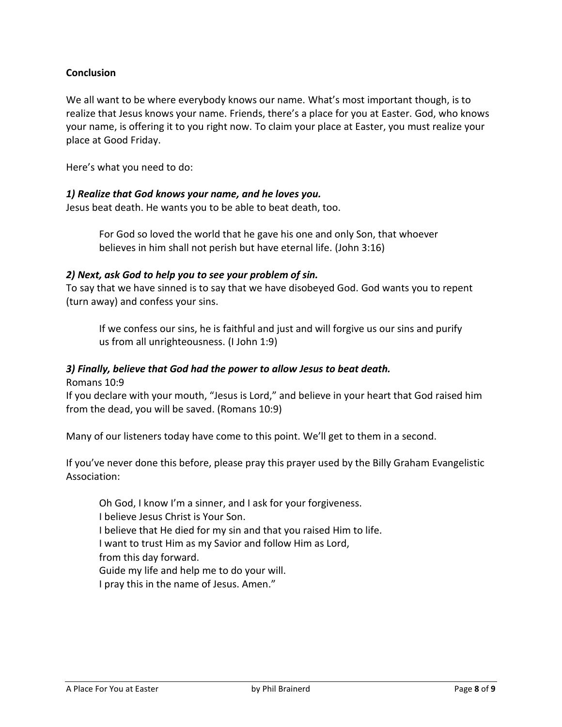**Conclusion**

We all want to be where everybody knows our name. What's most important though, is to realize that Jesus knows your name. Friends, there's a place for you at Easter. God, who knows your name, is offering it to you right now. To claim your place at Easter, you must realize your place at Good Friday.

Here's what you need to do:

***1) Realize that God knows your name, and he loves you.***

Jesus beat death. He wants you to be able to beat death, too.

> For God so loved the world that he gave his one and only Son, that whoever believes in him shall not perish but have eternal life. (John 3:16)

***2) Next, ask God to help you to see your problem of sin.***

To say that we have sinned is to say that we have disobeyed God. God wants you to repent (turn away) and confess your sins.

> If we confess our sins, he is faithful and just and will forgive us our sins and purify us from all unrighteousness. (I John 1:9)

***3) Finally, believe that God had the power to allow Jesus to beat death.***

Romans 10:9
If you declare with your mouth, "Jesus is Lord," and believe in your heart that God raised him from the dead, you will be saved. (Romans 10:9)

Many of our listeners today have come to this point. We'll get to them in a second.

If you've never done this before, please pray this prayer used by the Billy Graham Evangelistic Association:

> Oh God, I know I'm a sinner, and I ask for your forgiveness.
> I believe Jesus Christ is Your Son.
> I believe that He died for my sin and that you raised Him to life.
> I want to trust Him as my Savior and follow Him as Lord,
> from this day forward.
> Guide my life and help me to do your will.
> I pray this in the name of Jesus. Amen."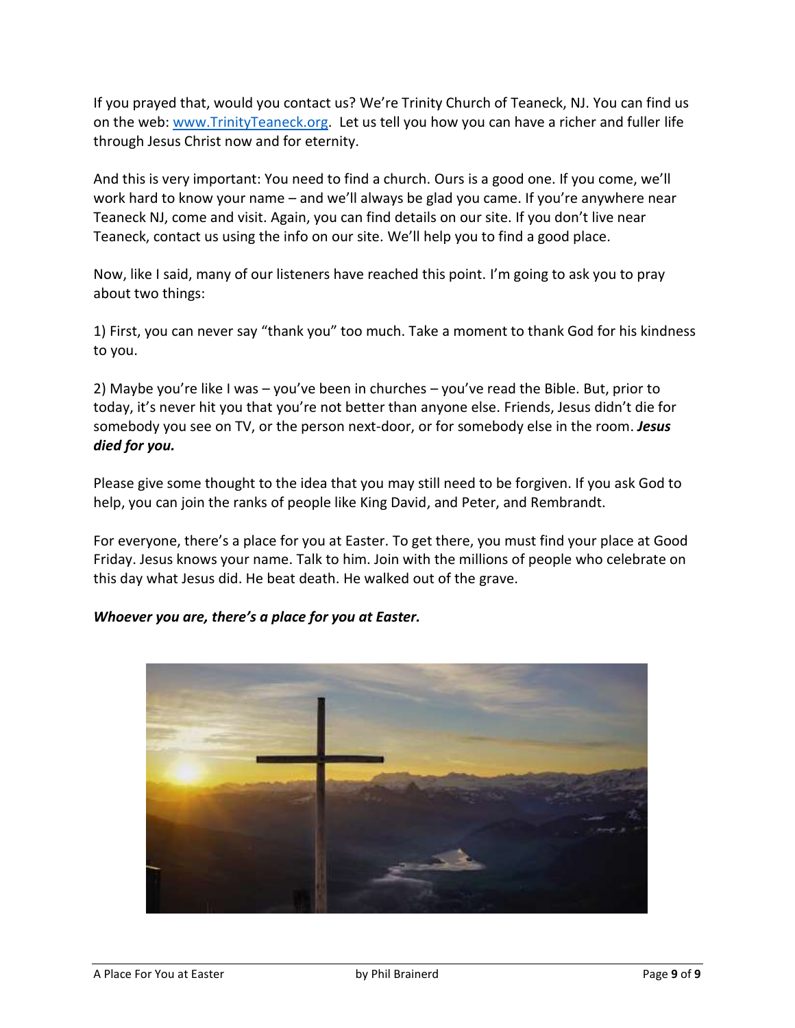If you prayed that, would you contact us? We're Trinity Church of Teaneck, NJ. You can find us on the web: [www.TrinityTeaneck.org](http://www.TrinityTeaneck.org). Let us tell you how you can have a richer and fuller life through Jesus Christ now and for eternity.

And this is very important: You need to find a church. Ours is a good one. If you come, we'll work hard to know your name – and we'll always be glad you came. If you're anywhere near Teaneck NJ, come and visit. Again, you can find details on our site. If you don't live near Teaneck, contact us using the info on our site. We'll help you to find a good place.

Now, like I said, many of our listeners have reached this point. I'm going to ask you to pray about two things:

1) First, you can never say "thank you" too much. Take a moment to thank God for his kindness to you.

2) Maybe you're like I was – you've been in churches – you've read the Bible. But, prior to today, it's never hit you that you're not better than anyone else. Friends, Jesus didn't die for somebody you see on TV, or the person next-door, or for somebody else in the room. ***Jesus died for you.***

Please give some thought to the idea that you may still need to be forgiven. If you ask God to help, you can join the ranks of people like King David, and Peter, and Rembrandt.

For everyone, there's a place for you at Easter. To get there, you must find your place at Good Friday. Jesus knows your name. Talk to him. Join with the millions of people who celebrate on this day what Jesus did. He beat death. He walked out of the grave.

***Whoever you are, there's a place for you at Easter.***